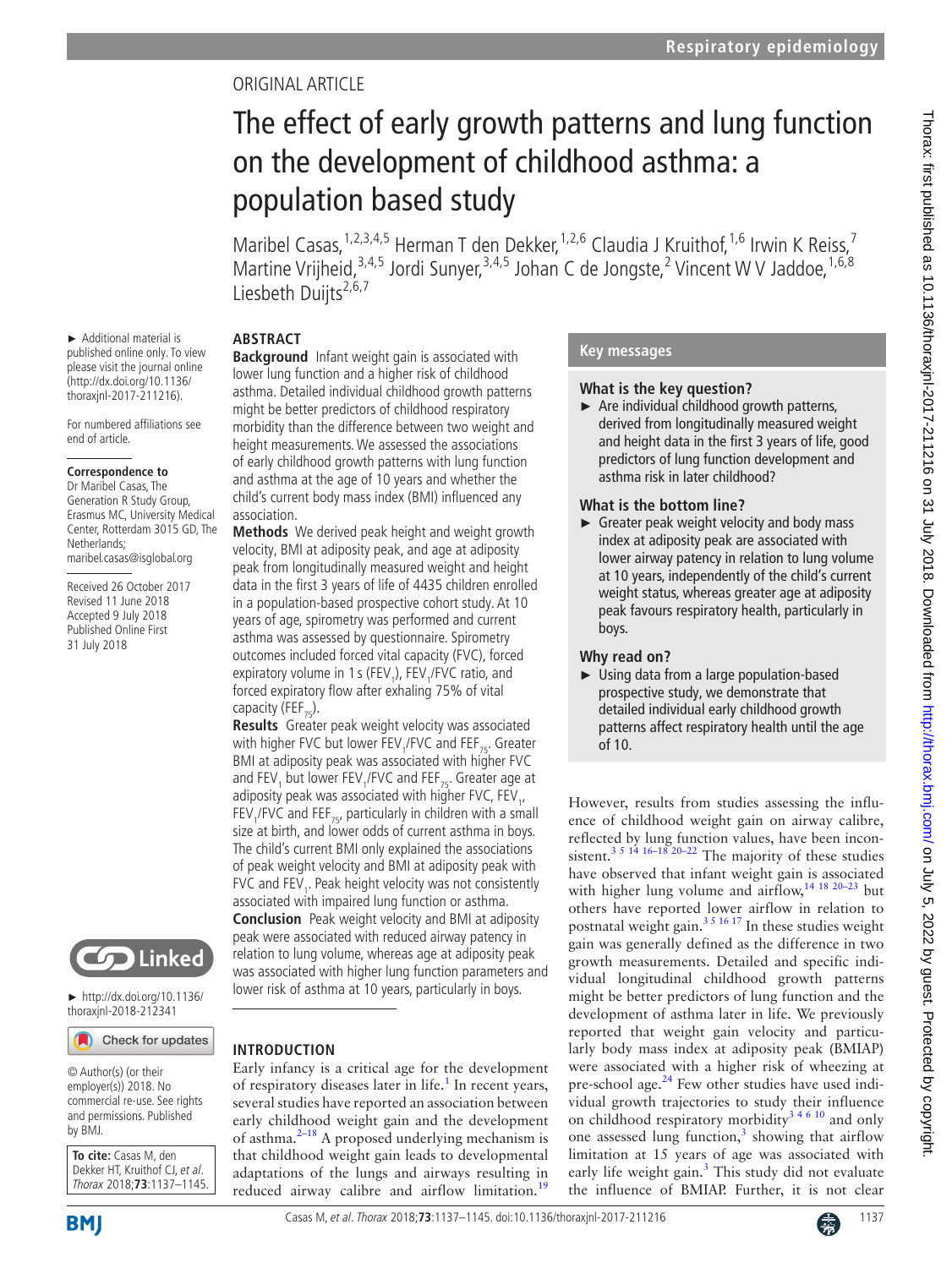ORIGINAL ARTICLE

# The effect of early growth patterns and lung function on the development of childhood asthma: a population based study

Maribel Casas,[1,2,3,4,5] Herman T den Dekker,[1,2,6] Claudia J Kruithof,[1,6] Irwin K Reiss,[7] Martine Vrijheid,[3,4,5] Jordi Sunyer,[3,4,5] Johan C de Jongste,[2] Vincent W V Jaddoe,[1,6,8] Liesbeth Duijts[2,6,7]

► Additional material is published online only. To view please visit the journal online (http://dx.doi.org/10.1136/thoraxjnl-2017-211216).

For numbered affiliations see end of article.

**Correspondence to**
Dr Maribel Casas, The Generation R Study Group, Erasmus MC, University Medical Center, Rotterdam 3015 GD, The Netherlands;
maribel.casas@isglobal.org

Received 26 October 2017
Revised 11 June 2018
Accepted 9 July 2018
Published Online First
31 July 2018

► http://dx.doi.org/10.1136/thoraxjnl-2018-212341

© Author(s) (or their employer(s)) 2018. No commercial re-use. See rights and permissions. Published by BMJ.

**To cite:** Casas M, den Dekker HT, Kruithof CJ, *et al*. *Thorax* 2018;**73**:1137–1145.

## ABSTRACT

**Background** Infant weight gain is associated with lower lung function and a higher risk of childhood asthma. Detailed individual childhood growth patterns might be better predictors of childhood respiratory morbidity than the difference between two weight and height measurements. We assessed the associations of early childhood growth patterns with lung function and asthma at the age of 10 years and whether the child's current body mass index (BMI) influenced any association.

**Methods** We derived peak height and weight growth velocity, BMI at adiposity peak, and age at adiposity peak from longitudinally measured weight and height data in the first 3 years of life of 4435 children enrolled in a population-based prospective cohort study. At 10 years of age, spirometry was performed and current asthma was assessed by questionnaire. Spirometry outcomes included forced vital capacity (FVC), forced expiratory volume in 1 s ($FEV_1$), $FEV_1$/FVC ratio, and forced expiratory flow after exhaling 75% of vital capacity ($FEF_{75}$).

**Results** Greater peak weight velocity was associated with higher FVC but lower $FEV_1$/FVC and $FEF_{75}$. Greater BMI at adiposity peak was associated with higher FVC and $FEV_1$ but lower $FEV_1$/FVC and $FEF_{75}$. Greater age at adiposity peak was associated with higher FVC, $FEV_1$, $FEV_1$/FVC and $FEF_{75}$, particularly in children with a small size at birth, and lower odds of current asthma in boys. The child's current BMI only explained the associations of peak weight velocity and BMI at adiposity peak with FVC and $FEV_1$. Peak height velocity was not consistently associated with impaired lung function or asthma.

**Conclusion** Peak weight velocity and BMI at adiposity peak were associated with reduced airway patency in relation to lung volume, whereas age at adiposity peak was associated with higher lung function parameters and lower risk of asthma at 10 years, particularly in boys.

## Key messages

### What is the key question?

► Are individual childhood growth patterns, derived from longitudinally measured weight and height data in the first 3 years of life, good predictors of lung function development and asthma risk in later childhood?

### What is the bottom line?

► Greater peak weight velocity and body mass index at adiposity peak are associated with lower airway patency in relation to lung volume at 10 years, independently of the child's current weight status, whereas greater age at adiposity peak favours respiratory health, particularly in boys.

### Why read on?

► Using data from a large population-based prospective study, we demonstrate that detailed individual early childhood growth patterns affect respiratory health until the age of 10.

## INTRODUCTION

Early infancy is a critical age for the development of respiratory diseases later in life.[1] In recent years, several studies have reported an association between early childhood weight gain and the development of asthma.[2–18] A proposed underlying mechanism is that childhood weight gain leads to developmental adaptations of the lungs and airways resulting in reduced airway calibre and airflow limitation.[19] However, results from studies assessing the influence of childhood weight gain on airway calibre, reflected by lung function values, have been inconsistent.[3 5 14 16–18 20–22] The majority of these studies have observed that infant weight gain is associated with higher lung volume and airflow,[14 18 20–23] but others have reported lower airflow in relation to postnatal weight gain.[3 5 16 17] In these studies weight gain was generally defined as the difference in two growth measurements. Detailed and specific individual longitudinal childhood growth patterns might be better predictors of lung function and the development of asthma later in life. We previously reported that weight gain velocity and particularly body mass index at adiposity peak (BMIAP) were associated with a higher risk of wheezing at pre-school age.[24] Few other studies have used individual growth trajectories to study their influence on childhood respiratory morbidity[3 4 6 10] and only one assessed lung function,[3] showing that airflow limitation at 15 years of age was associated with early life weight gain.[3] This study did not evaluate the influence of BMIAP. Further, it is not clear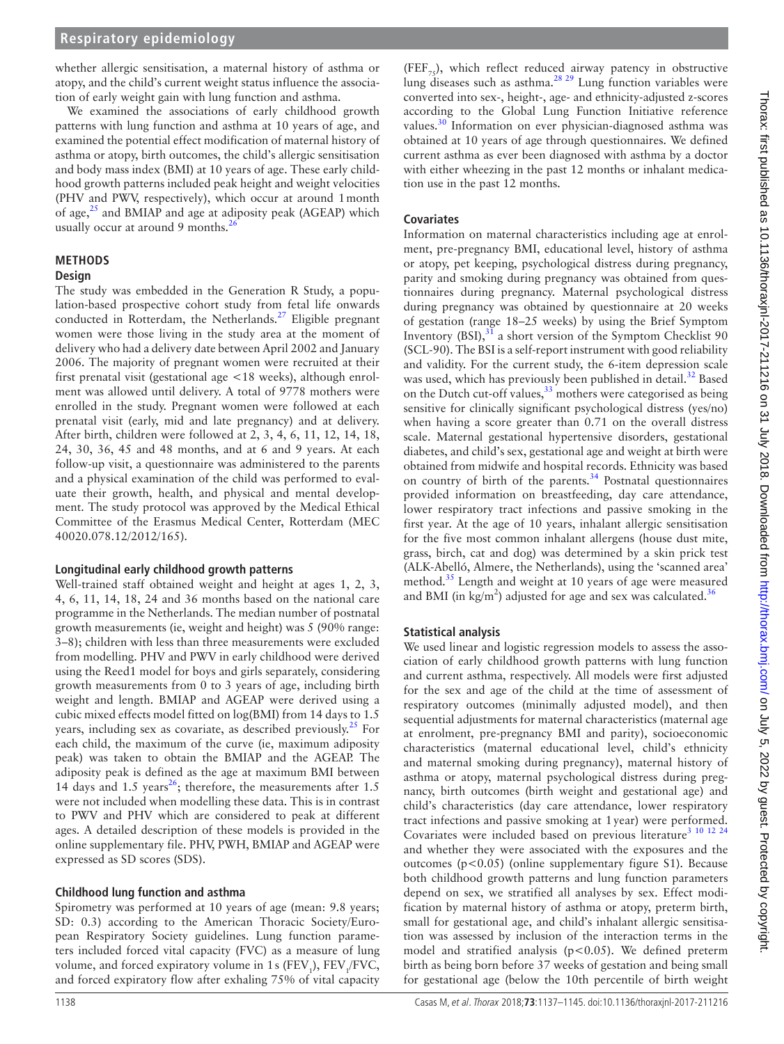whether allergic sensitisation, a maternal history of asthma or atopy, and the child's current weight status influence the association of early weight gain with lung function and asthma.

We examined the associations of early childhood growth patterns with lung function and asthma at 10 years of age, and examined the potential effect modification of maternal history of asthma or atopy, birth outcomes, the child's allergic sensitisation and body mass index (BMI) at 10 years of age. These early childhood growth patterns included peak height and weight velocities (PHV and PWV, respectively), which occur at around 1 month of age,[25] and BMIAP and age at adiposity peak (AGEAP) which usually occur at around 9 months.[26]

## METHODS

### Design

The study was embedded in the Generation R Study, a population-based prospective cohort study from fetal life onwards conducted in Rotterdam, the Netherlands.[27] Eligible pregnant women were those living in the study area at the moment of delivery who had a delivery date between April 2002 and January 2006. The majority of pregnant women were recruited at their first prenatal visit (gestational age <18 weeks), although enrolment was allowed until delivery. A total of 9778 mothers were enrolled in the study. Pregnant women were followed at each prenatal visit (early, mid and late pregnancy) and at delivery. After birth, children were followed at 2, 3, 4, 6, 11, 12, 14, 18, 24, 30, 36, 45 and 48 months, and at 6 and 9 years. At each follow-up visit, a questionnaire was administered to the parents and a physical examination of the child was performed to evaluate their growth, health, and physical and mental development. The study protocol was approved by the Medical Ethical Committee of the Erasmus Medical Center, Rotterdam (MEC 40020.078.12/2012/165).

### Longitudinal early childhood growth patterns

Well-trained staff obtained weight and height at ages 1, 2, 3, 4, 6, 11, 14, 18, 24 and 36 months based on the national care programme in the Netherlands. The median number of postnatal growth measurements (ie, weight and height) was 5 (90% range: 3–8); children with less than three measurements were excluded from modelling. PHV and PWV in early childhood were derived using the Reed1 model for boys and girls separately, considering growth measurements from 0 to 3 years of age, including birth weight and length. BMIAP and AGEAP were derived using a cubic mixed effects model fitted on log(BMI) from 14 days to 1.5 years, including sex as covariate, as described previously.[25] For each child, the maximum of the curve (ie, maximum adiposity peak) was taken to obtain the BMIAP and the AGEAP. The adiposity peak is defined as the age at maximum BMI between 14 days and 1.5 years[26]; therefore, the measurements after 1.5 were not included when modelling these data. This is in contrast to PWV and PHV which are considered to peak at different ages. A detailed description of these models is provided in the online supplementary file. PHV, PWH, BMIAP and AGEAP were expressed as SD scores (SDS).

### Childhood lung function and asthma

Spirometry was performed at 10 years of age (mean: 9.8 years; SD: 0.3) according to the American Thoracic Society/European Respiratory Society guidelines. Lung function parameters included forced vital capacity (FVC) as a measure of lung volume, and forced expiratory volume in 1 s ($FEV_1$), $FEV_1$/FVC, and forced expiratory flow after exhaling 75% of vital capacity ($FEF_{75}$), which reflect reduced airway patency in obstructive lung diseases such as asthma.[28,29] Lung function variables were converted into sex-, height-, age- and ethnicity-adjusted z-scores according to the Global Lung Function Initiative reference values.[30] Information on ever physician-diagnosed asthma was obtained at 10 years of age through questionnaires. We defined current asthma as ever been diagnosed with asthma by a doctor with either wheezing in the past 12 months or inhalant medication use in the past 12 months.

### Covariates

Information on maternal characteristics including age at enrolment, pre-pregnancy BMI, educational level, history of asthma or atopy, pet keeping, psychological distress during pregnancy, parity and smoking during pregnancy was obtained from questionnaires during pregnancy. Maternal psychological distress during pregnancy was obtained by questionnaire at 20 weeks of gestation (range 18–25 weeks) by using the Brief Symptom Inventory (BSI),[31] a short version of the Symptom Checklist 90 (SCL-90). The BSI is a self-report instrument with good reliability and validity. For the current study, the 6-item depression scale was used, which has previously been published in detail.[32] Based on the Dutch cut-off values,[33] mothers were categorised as being sensitive for clinically significant psychological distress (yes/no) when having a score greater than 0.71 on the overall distress scale. Maternal gestational hypertensive disorders, gestational diabetes, and child's sex, gestational age and weight at birth were obtained from midwife and hospital records. Ethnicity was based on country of birth of the parents.[34] Postnatal questionnaires provided information on breastfeeding, day care attendance, lower respiratory tract infections and passive smoking in the first year. At the age of 10 years, inhalant allergic sensitisation for the five most common inhalant allergens (house dust mite, grass, birch, cat and dog) was determined by a skin prick test (ALK-Abelló, Almere, the Netherlands), using the 'scanned area' method.[35] Length and weight at 10 years of age were measured and BMI (in $kg/m^2$) adjusted for age and sex was calculated.[36]

### Statistical analysis

We used linear and logistic regression models to assess the association of early childhood growth patterns with lung function and current asthma, respectively. All models were first adjusted for the sex and age of the child at the time of assessment of respiratory outcomes (minimally adjusted model), and then sequential adjustments for maternal characteristics (maternal age at enrolment, pre-pregnancy BMI and parity), socioeconomic characteristics (maternal educational level, child's ethnicity and maternal smoking during pregnancy), maternal history of asthma or atopy, maternal psychological distress during pregnancy, birth outcomes (birth weight and gestational age) and child's characteristics (day care attendance, lower respiratory tract infections and passive smoking at 1 year) were performed. Covariates were included based on previous literature[3,10,12,24] and whether they were associated with the exposures and the outcomes ($p<0.05$) (online supplementary figure S1). Because both childhood growth patterns and lung function parameters depend on sex, we stratified all analyses by sex. Effect modification by maternal history of asthma or atopy, preterm birth, small for gestational age, and child's inhalant allergic sensitisation was assessed by inclusion of the interaction terms in the model and stratified analysis ($p<0.05$). We defined preterm birth as being born before 37 weeks of gestation and being small for gestational age (below the 10th percentile of birth weight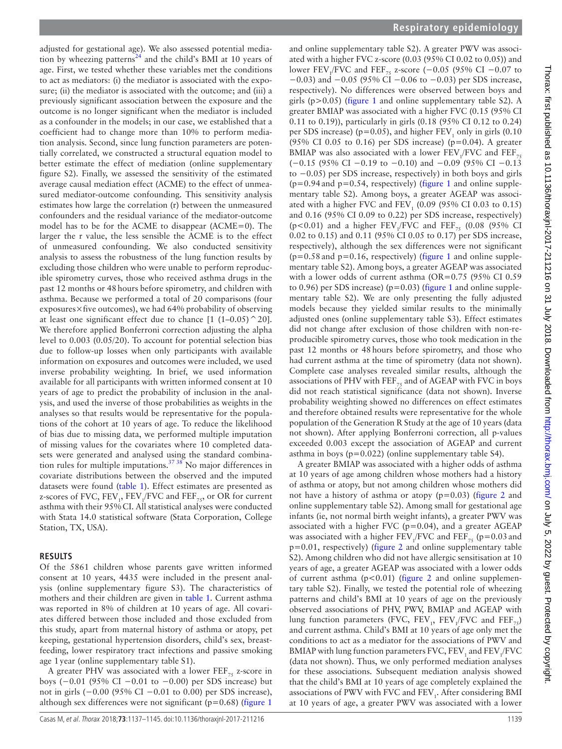adjusted for gestational age). We also assessed potential mediation by wheezing patterns[24] and the child's BMI at 10 years of age. First, we tested whether these variables met the conditions to act as mediators: (i) the mediator is associated with the exposure; (ii) the mediator is associated with the outcome; and (iii) a previously significant association between the exposure and the outcome is no longer significant when the mediator is included as a confounder in the models; in our case, we established that a coefficient had to change more than 10% to perform mediation analysis. Second, since lung function parameters are potentially correlated, we constructed a structural equation model to better estimate the effect of mediation (online supplementary figure S2). Finally, we assessed the sensitivity of the estimated average causal mediation effect (ACME) to the effect of unmeasured mediator-outcome confounding. This sensitivity analysis estimates how large the correlation (r) between the unmeasured confounders and the residual variance of the mediator-outcome model has to be for the ACME to disappear (ACME=0). The larger the r value, the less sensible the ACME is to the effect of unmeasured confounding. We also conducted sensitivity analysis to assess the robustness of the lung function results by excluding those children who were unable to perform reproducible spirometry curves, those who received asthma drugs in the past 12 months or 48 hours before spirometry, and children with asthma. Because we performed a total of 20 comparisons (four exposures×five outcomes), we had 64% probability of observing at least one significant effect due to chance [1 (1–0.05)^20]. We therefore applied Bonferroni correction adjusting the alpha level to 0.003 (0.05/20). To account for potential selection bias due to follow-up losses when only participants with available information on exposures and outcomes were included, we used inverse probability weighting. In brief, we used information available for all participants with written informed consent at 10 years of age to predict the probability of inclusion in the analysis, and used the inverse of those probabilities as weights in the analyses so that results would be representative for the populations of the cohort at 10 years of age. To reduce the likelihood of bias due to missing data, we performed multiple imputation of missing values for the covariates where 10 completed datasets were generated and analysed using the standard combination rules for multiple imputations.[37,38] No major differences in covariate distributions between the observed and the imputed datasets were found (table 1). Effect estimates are presented as z-scores of FVC, $FEV_1$, $FEV_1$/FVC and $FEF_{75}$, or OR for current asthma with their 95% CI. All statistical analyses were conducted with Stata 14.0 statistical software (Stata Corporation, College Station, TX, USA).

## RESULTS

Of the 5861 children whose parents gave written informed consent at 10 years, 4435 were included in the present analysis (online supplementary figure S3). The characteristics of mothers and their children are given in table 1. Current asthma was reported in 8% of children at 10 years of age. All covariates differed between those included and those excluded from this study, apart from maternal history of asthma or atopy, pet keeping, gestational hypertension disorders, child's sex, breastfeeding, lower respiratory tract infections and passive smoking age 1 year (online supplementary table S1).

A greater PHV was associated with a lower $FEF_{75}$ z-score in boys (−0.01 (95% CI −0.01 to −0.00) per SDS increase) but not in girls (−0.00 (95% CI −0.01 to 0.00) per SDS increase), although sex differences were not significant (p=0.68) (figure 1 and online supplementary table S2). A greater PWV was associated with a higher FVC z-score (0.03 (95% CI 0.02 to 0.05)) and lower $FEV_1$/FVC and $FEF_{75}$ z-score (−0.05 (95% CI −0.07 to −0.03) and −0.05 (95% CI −0.06 to −0.03) per SDS increase, respectively). No differences were observed between boys and girls (p>0.05) (figure 1 and online supplementary table S2). A greater BMIAP was associated with a higher FVC (0.15 (95% CI 0.11 to 0.19)), particularly in girls (0.18 (95% CI 0.12 to 0.24) per SDS increase) (p=0.05), and higher $FEV_1$ only in girls (0.10 (95% CI 0.05 to 0.16) per SDS increase) (p=0.04). A greater BMIAP was also associated with a lower $FEV_1$/FVC and $FEF_{75}$ (−0.15 (95% CI −0.19 to −0.10) and −0.09 (95% CI −0.13 to −0.05) per SDS increase, respectively) in both boys and girls (p=0.94 and p=0.54, respectively) (figure 1 and online supplementary table S2). Among boys, a greater AGEAP was associated with a higher FVC and $FEV_1$ (0.09 (95% CI 0.03 to 0.15) and 0.16 (95% CI 0.09 to 0.22) per SDS increase, respectively) (p<0.01) and a higher $FEV_1$/FVC and $FEF_{75}$ (0.08 (95% CI 0.02 to 0.15) and 0.11 (95% CI 0.05 to 0.17) per SDS increase, respectively), although the sex differences were not significant (p=0.58 and p=0.16, respectively) (figure 1 and online supplementary table S2). Among boys, a greater AGEAP was associated with a lower odds of current asthma (OR=0.75 (95% CI 0.59 to 0.96) per SDS increase) (p=0.03) (figure 1 and online supplementary table S2). We are only presenting the fully adjusted models because they yielded similar results to the minimally adjusted ones (online supplementary table S3). Effect estimates did not change after exclusion of those children with non-reproducible spirometry curves, those who took medication in the past 12 months or 48 hours before spirometry, and those who had current asthma at the time of spirometry (data not shown). Complete case analyses revealed similar results, although the associations of PHV with $FEF_{75}$ and of AGEAP with FVC in boys did not reach statistical significance (data not shown). Inverse probability weighting showed no differences on effect estimates and therefore obtained results were representative for the whole population of the Generation R Study at the age of 10 years (data not shown). After applying Bonferroni correction, all p-values exceeded 0.003 except the association of AGEAP and current asthma in boys (p=0.022) (online supplementary table S4).

A greater BMIAP was associated with a higher odds of asthma at 10 years of age among children whose mothers had a history of asthma or atopy, but not among children whose mothers did not have a history of asthma or atopy (p=0.03) (figure 2 and online supplementary table S2). Among small for gestational age infants (ie, not normal birth weight infants), a greater PWV was associated with a higher FVC (p=0.04), and a greater AGEAP was associated with a higher $FEV_1$/FVC and $FEF_{75}$ (p=0.03 and p=0.01, respectively) (figure 2 and online supplementary table S2). Among children who did not have allergic sensitisation at 10 years of age, a greater AGEAP was associated with a lower odds of current asthma (p<0.01) (figure 2 and online supplementary table S2). Finally, we tested the potential role of wheezing patterns and child's BMI at 10 years of age on the previously observed associations of PHV, PWV, BMIAP and AGEAP with lung function parameters (FVC, $FEV_1$, $FEV_1$/FVC and $FEF_{75}$) and current asthma. Child's BMI at 10 years of age only met the conditions to act as a mediator for the associations of PWV and BMIAP with lung function parameters FVC, $FEV_1$ and $FEV_1$/FVC (data not shown). Thus, we only performed mediation analyses for these associations. Subsequent mediation analysis showed that the child's BMI at 10 years of age completely explained the associations of PWV with FVC and $FEV_1$. After considering BMI at 10 years of age, a greater PWV was associated with a lower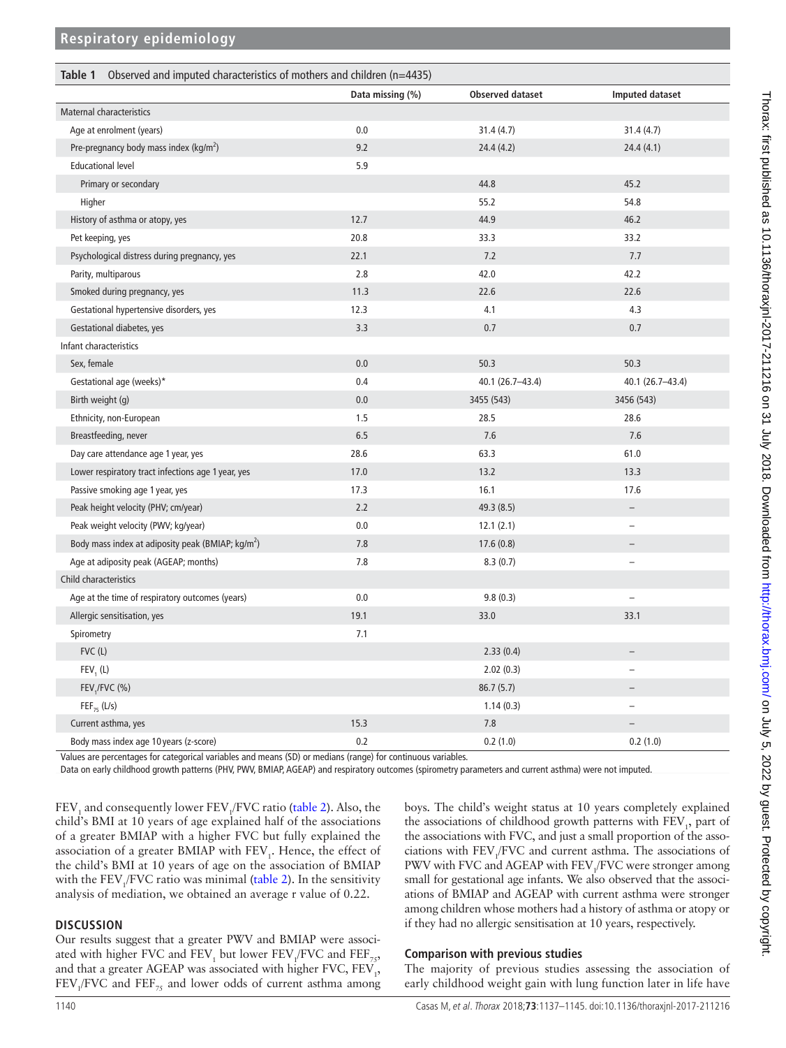**Table 1** Observed and imputed characteristics of mothers and children (n=4435)

| | Data missing (%) | Observed dataset | Imputed dataset |
|---|---|---|---|
| Maternal characteristics | | | |
| Age at enrolment (years) | 0.0 | 31.4 (4.7) | 31.4 (4.7) |
| Pre-pregnancy body mass index (kg/m$^2$) | 9.2 | 24.4 (4.2) | 24.4 (4.1) |
| Educational level | 5.9 | | |
| Primary or secondary | | 44.8 | 45.2 |
| Higher | | 55.2 | 54.8 |
| History of asthma or atopy, yes | 12.7 | 44.9 | 46.2 |
| Pet keeping, yes | 20.8 | 33.3 | 33.2 |
| Psychological distress during pregnancy, yes | 22.1 | 7.2 | 7.7 |
| Parity, multiparous | 2.8 | 42.0 | 42.2 |
| Smoked during pregnancy, yes | 11.3 | 22.6 | 22.6 |
| Gestational hypertensive disorders, yes | 12.3 | 4.1 | 4.3 |
| Gestational diabetes, yes | 3.3 | 0.7 | 0.7 |
| Infant characteristics | | | |
| Sex, female | 0.0 | 50.3 | 50.3 |
| Gestational age (weeks)* | 0.4 | 40.1 (26.7–43.4) | 40.1 (26.7–43.4) |
| Birth weight (g) | 0.0 | 3455 (543) | 3456 (543) |
| Ethnicity, non-European | 1.5 | 28.5 | 28.6 |
| Breastfeeding, never | 6.5 | 7.6 | 7.6 |
| Day care attendance age 1 year, yes | 28.6 | 63.3 | 61.0 |
| Lower respiratory tract infections age 1 year, yes | 17.0 | 13.2 | 13.3 |
| Passive smoking age 1 year, yes | 17.3 | 16.1 | 17.6 |
| Peak height velocity (PHV; cm/year) | 2.2 | 49.3 (8.5) | – |
| Peak weight velocity (PWV; kg/year) | 0.0 | 12.1 (2.1) | – |
| Body mass index at adiposity peak (BMIAP; kg/m$^2$) | 7.8 | 17.6 (0.8) | – |
| Age at adiposity peak (AGEAP; months) | 7.8 | 8.3 (0.7) | – |
| Child characteristics | | | |
| Age at the time of respiratory outcomes (years) | 0.0 | 9.8 (0.3) | – |
| Allergic sensitisation, yes | 19.1 | 33.0 | 33.1 |
| Spirometry | 7.1 | | |
| FVC (L) | | 2.33 (0.4) | – |
| $FEV_1$ (L) | | 2.02 (0.3) | – |
| $FEV_1$/FVC (%) | | 86.7 (5.7) | – |
| $FEF_{75}$ (L/s) | | 1.14 (0.3) | – |
| Current asthma, yes | 15.3 | 7.8 | – |
| Body mass index age 10 years (z-score) | 0.2 | 0.2 (1.0) | 0.2 (1.0) |

Values are percentages for categorical variables and means (SD) or medians (range) for continuous variables.
Data on early childhood growth patterns (PHV, PWV, BMIAP, AGEAP) and respiratory outcomes (spirometry parameters and current asthma) were not imputed.

$FEV_1$ and consequently lower $FEV_1$/FVC ratio (table 2). Also, the child's BMI at 10 years of age explained half of the associations of a greater BMIAP with a higher FVC but fully explained the association of a greater BMIAP with $FEV_1$. Hence, the effect of the child's BMI at 10 years of age on the association of BMIAP with the $FEV_1$/FVC ratio was minimal (table 2). In the sensitivity analysis of mediation, we obtained an average r value of 0.22.

## DISCUSSION

Our results suggest that a greater PWV and BMIAP were associated with higher FVC and $FEV_1$ but lower $FEV_1$/FVC and $FEF_{75}$, and that a greater AGEAP was associated with higher FVC, $FEV_1$, $FEV_1$/FVC and $FEF_{75}$ and lower odds of current asthma among boys. The child's weight status at 10 years completely explained the associations of childhood growth patterns with $FEV_1$, part of the associations with FVC, and just a small proportion of the associations with $FEV_1$/FVC and current asthma. The associations of PWV with FVC and AGEAP with $FEV_1$/FVC were stronger among small for gestational age infants. We also observed that the associations of BMIAP and AGEAP with current asthma were stronger among children whose mothers had a history of asthma or atopy or if they had no allergic sensitisation at 10 years, respectively.

### Comparison with previous studies

The majority of previous studies assessing the association of early childhood weight gain with lung function later in life have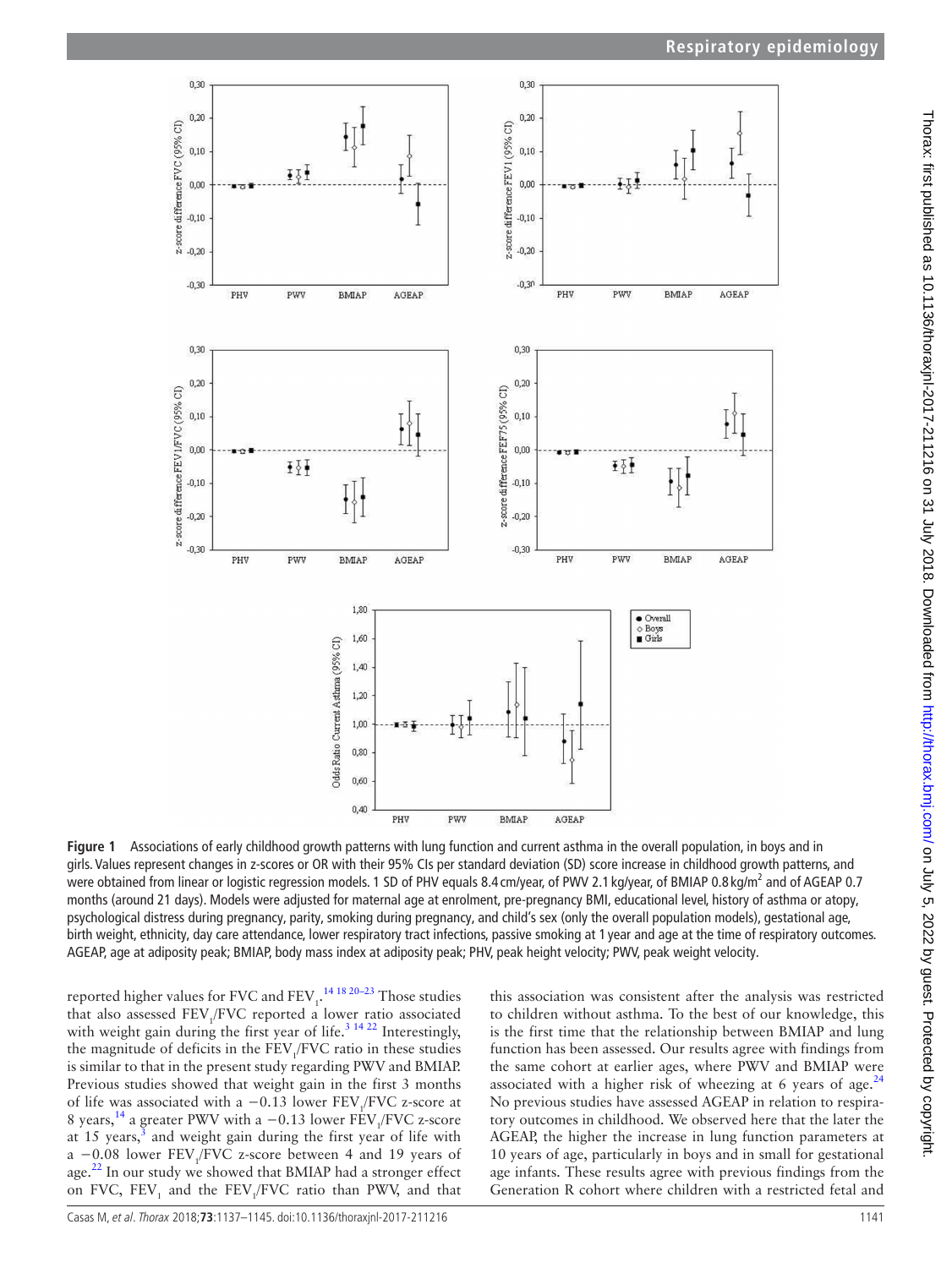**Figure 1** Associations of early childhood growth patterns with lung function and current asthma in the overall population, in boys and in girls. Values represent changes in z-scores or OR with their 95% CIs per standard deviation (SD) score increase in childhood growth patterns, and were obtained from linear or logistic regression models. 1 SD of PHV equals 8.4 cm/year, of PWV 2.1 kg/year, of BMIAP 0.8 kg/m$^2$ and of AGEAP 0.7 months (around 21 days). Models were adjusted for maternal age at enrolment, pre-pregnancy BMI, educational level, history of asthma or atopy, psychological distress during pregnancy, parity, smoking during pregnancy, and child's sex (only the overall population models), gestational age, birth weight, ethnicity, day care attendance, lower respiratory tract infections, passive smoking at 1 year and age at the time of respiratory outcomes. AGEAP, age at adiposity peak; BMIAP, body mass index at adiposity peak; PHV, peak height velocity; PWV, peak weight velocity.

reported higher values for FVC and $FEV_1$.[14 18 20–23] Those studies that also assessed $FEV_1$/FVC reported a lower ratio associated with weight gain during the first year of life.[3 14 22] Interestingly, the magnitude of deficits in the $FEV_1$/FVC ratio in these studies is similar to that in the present study regarding PWV and BMIAP. Previous studies showed that weight gain in the first 3 months of life was associated with a −0.13 lower $FEV_1$/FVC z-score at 8 years,[14] a greater PWV with a −0.13 lower $FEV_1$/FVC z-score at 15 years,[3] and weight gain during the first year of life with a −0.08 lower $FEV_1$/FVC z-score between 4 and 19 years of age.[22] In our study we showed that BMIAP had a stronger effect on FVC, $FEV_1$ and the $FEV_1$/FVC ratio than PWV, and that this association was consistent after the analysis was restricted to children without asthma. To the best of our knowledge, this is the first time that the relationship between BMIAP and lung function has been assessed. Our results agree with findings from the same cohort at earlier ages, where PWV and BMIAP were associated with a higher risk of wheezing at 6 years of age.[24] No previous studies have assessed AGEAP in relation to respiratory outcomes in childhood. We observed here that the later the AGEAP, the higher the increase in lung function parameters at 10 years of age, particularly in boys and in small for gestational age infants. These results agree with previous findings from the Generation R cohort where children with a restricted fetal and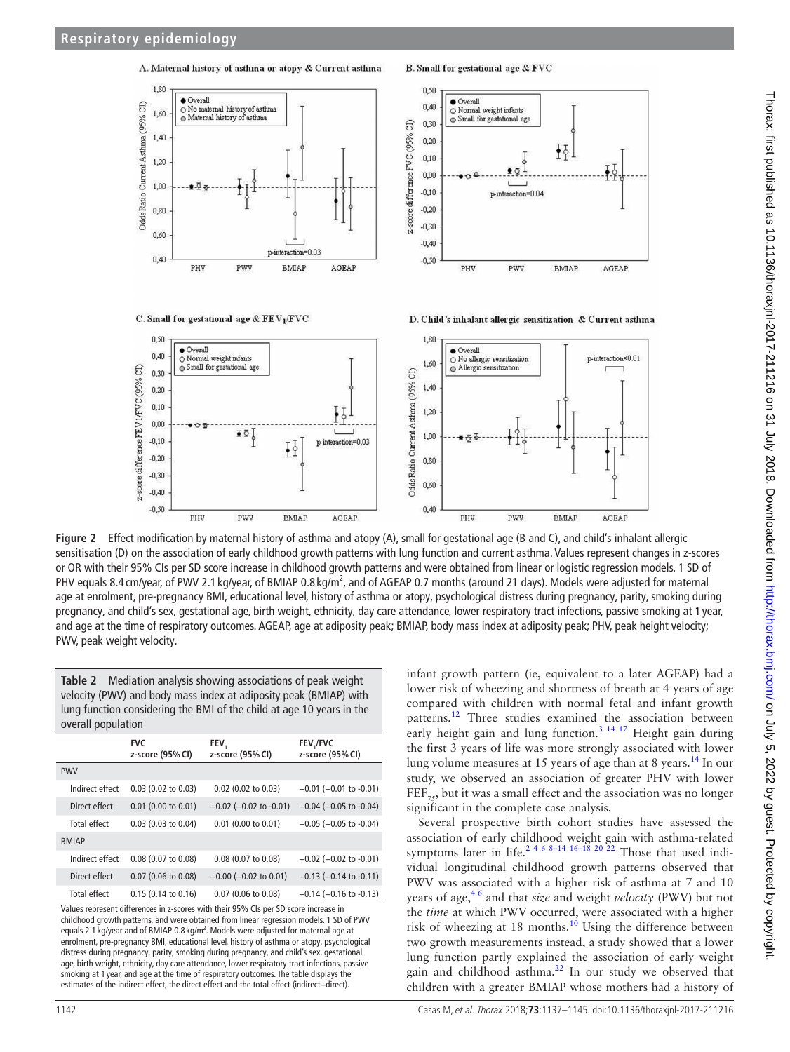**Figure 2** Effect modification by maternal history of asthma and atopy (A), small for gestational age (B and C), and child's inhalant allergic sensitisation (D) on the association of early childhood growth patterns with lung function and current asthma. Values represent changes in z-scores or OR with their 95% CIs per SD score increase in childhood growth patterns and were obtained from linear or logistic regression models. 1 SD of PHV equals 8.4 cm/year, of PWV 2.1 kg/year, of BMIAP 0.8 kg/m$^2$, and of AGEAP 0.7 months (around 21 days). Models were adjusted for maternal age at enrolment, pre-pregnancy BMI, educational level, history of asthma or atopy, psychological distress during pregnancy, parity, smoking during pregnancy, and child's sex, gestational age, birth weight, ethnicity, day care attendance, lower respiratory tract infections, passive smoking at 1 year, and age at the time of respiratory outcomes. AGEAP, age at adiposity peak; BMIAP, body mass index at adiposity peak; PHV, peak height velocity; PWV, peak weight velocity.

**Table 2** Mediation analysis showing associations of peak weight velocity (PWV) and body mass index at adiposity peak (BMIAP) with lung function considering the BMI of the child at age 10 years in the overall population

| | FVC z-score (95% CI) | $FEV_1$ z-score (95% CI) | $FEV_1$/FVC z-score (95% CI) |
|---|---|---|---|
| PWV | | | |
| Indirect effect | 0.03 (0.02 to 0.03) | 0.02 (0.02 to 0.03) | −0.01 (−0.01 to -0.01) |
| Direct effect | 0.01 (0.00 to 0.01) | −0.02 (−0.02 to -0.01) | −0.04 (−0.05 to -0.04) |
| Total effect | 0.03 (0.03 to 0.04) | 0.01 (0.00 to 0.01) | −0.05 (−0.05 to -0.04) |
| BMIAP | | | |
| Indirect effect | 0.08 (0.07 to 0.08) | 0.08 (0.07 to 0.08) | −0.02 (−0.02 to -0.01) |
| Direct effect | 0.07 (0.06 to 0.08) | −0.00 (−0.02 to 0.01) | −0.13 (−0.14 to -0.11) |
| Total effect | 0.15 (0.14 to 0.16) | 0.07 (0.06 to 0.08) | −0.14 (−0.16 to -0.13) |

Values represent differences in z-scores with their 95% CIs per SD score increase in childhood growth patterns, and were obtained from linear regression models. 1 SD of PWV equals 2.1 kg/year and of BMIAP 0.8 kg/m$^2$. Models were adjusted for maternal age at enrolment, pre-pregnancy BMI, educational level, history of asthma or atopy, psychological distress during pregnancy, parity, smoking during pregnancy, and child's sex, gestational age, birth weight, ethnicity, day care attendance, lower respiratory tract infections, passive smoking at 1 year, and age at the time of respiratory outcomes. The table displays the estimates of the indirect effect, the direct effect and the total effect (indirect+direct).

infant growth pattern (ie, equivalent to a later AGEAP) had a lower risk of wheezing and shortness of breath at 4 years of age compared with children with normal fetal and infant growth patterns.[12] Three studies examined the association between early height gain and lung function.[3 14 17] Height gain during the first 3 years of life was more strongly associated with lower lung volume measures at 15 years of age than at 8 years.[14] In our study, we observed an association of greater PHV with lower $FEF_{75}$, but it was a small effect and the association was no longer significant in the complete case analysis.

Several prospective birth cohort studies have assessed the association of early childhood weight gain with asthma-related symptoms later in life.[2 4 6 8–14 16–18 20 22] Those that used individual longitudinal childhood growth patterns observed that PWV was associated with a higher risk of asthma at 7 and 10 years of age,[4 6] and that *size* and weight *velocity* (PWV) but not the *time* at which PWV occurred, were associated with a higher risk of wheezing at 18 months.[10] Using the difference between two growth measurements instead, a study showed that a lower lung function partly explained the association of early weight gain and childhood asthma.[22] In our study we observed that children with a greater BMIAP whose mothers had a history of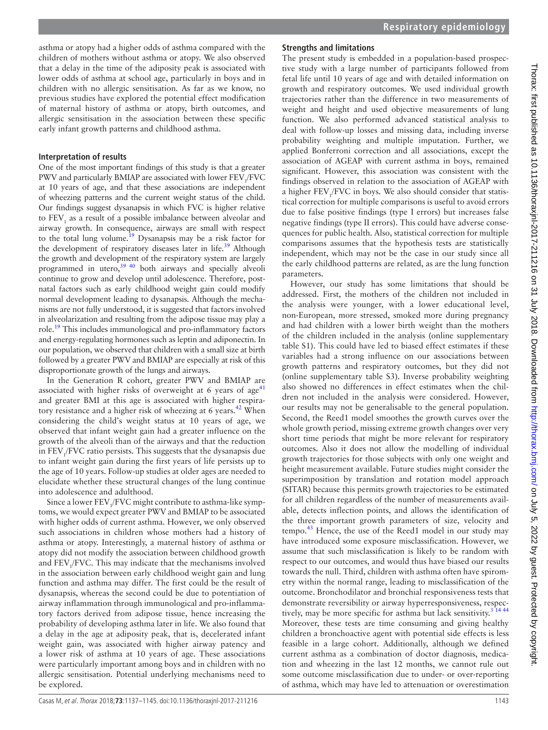asthma or atopy had a higher odds of asthma compared with the children of mothers without asthma or atopy. We also observed that a delay in the time of the adiposity peak is associated with lower odds of asthma at school age, particularly in boys and in children with no allergic sensitisation. As far as we know, no previous studies have explored the potential effect modification of maternal history of asthma or atopy, birth outcomes, and allergic sensitisation in the association between these specific early infant growth patterns and childhood asthma.

### Interpretation of results

One of the most important findings of this study is that a greater PWV and particularly BMIAP are associated with lower $FEV_1$/FVC at 10 years of age, and that these associations are independent of wheezing patterns and the current weight status of the child. Our findings suggest dysanapsis in which FVC is higher relative to $FEV_1$ as a result of a possible imbalance between alveolar and airway growth. In consequence, airways are small with respect to the total lung volume.[19] Dysanapsis may be a risk factor for the development of respiratory diseases later in life.[39] Although the growth and development of the respiratory system are largely programmed in utero,[39 40] both airways and specially alveoli continue to grow and develop until adolescence. Therefore, postnatal factors such as early childhood weight gain could modify normal development leading to dysanapsis. Although the mechanisms are not fully understood, it is suggested that factors involved in alveolarization and resulting from the adipose tissue may play a role.[19] This includes immunological and pro-inflammatory factors and energy-regulating hormones such as leptin and adiponectin. In our population, we observed that children with a small size at birth followed by a greater PWV and BMIAP are especially at risk of this disproportionate growth of the lungs and airways.

In the Generation R cohort, greater PWV and BMIAP are associated with higher risks of overweight at 6 years of age[41] and greater BMI at this age is associated with higher respiratory resistance and a higher risk of wheezing at 6 years.[42] When considering the child's weight status at 10 years of age, we observed that infant weight gain had a greater influence on the growth of the alveoli than of the airways and that the reduction in $FEV_1$/FVC ratio persists. This suggests that the dysanapsis due to infant weight gain during the first years of life persists up to the age of 10 years. Follow-up studies at older ages are needed to elucidate whether these structural changes of the lung continue into adolescence and adulthood.

Since a lower $FEV_1$/FVC might contribute to asthma-like symptoms, we would expect greater PWV and BMIAP to be associated with higher odds of current asthma. However, we only observed such associations in children whose mothers had a history of asthma or atopy. Interestingly, a maternal history of asthma or atopy did not modify the association between childhood growth and $FEV_1$/FVC. This may indicate that the mechanisms involved in the association between early childhood weight gain and lung function and asthma may differ. The first could be the result of dysanapsis, whereas the second could be due to potentiation of airway inflammation through immunological and pro-inflammatory factors derived from adipose tissue, hence increasing the probability of developing asthma later in life. We also found that a delay in the age at adiposity peak, that is, decelerated infant weight gain, was associated with higher airway patency and a lower risk of asthma at 10 years of age. These associations were particularly important among boys and in children with no allergic sensitisation. Potential underlying mechanisms need to be explored.

### Strengths and limitations

The present study is embedded in a population-based prospective study with a large number of participants followed from fetal life until 10 years of age and with detailed information on growth and respiratory outcomes. We used individual growth trajectories rather than the difference in two measurements of weight and height and used objective measurements of lung function. We also performed advanced statistical analysis to deal with follow-up losses and missing data, including inverse probability weighting and multiple imputation. Further, we applied Bonferroni correction and all associations, except the association of AGEAP with current asthma in boys, remained significant. However, this association was consistent with the findings observed in relation to the association of AGEAP with a higher $FEV_1$/FVC in boys. We also should consider that statistical correction for multiple comparisons is useful to avoid errors due to false positive findings (type I errors) but increases false negative findings (type II errors). This could have adverse consequences for public health. Also, statistical correction for multiple comparisons assumes that the hypothesis tests are statistically independent, which may not be the case in our study since all the early childhood patterns are related, as are the lung function parameters.

However, our study has some limitations that should be addressed. First, the mothers of the children not included in the analysis were younger, with a lower educational level, non-European, more stressed, smoked more during pregnancy and had children with a lower birth weight than the mothers of the children included in the analysis (online supplementary table S1). This could have led to biased effect estimates if these variables had a strong influence on our associations between growth patterns and respiratory outcomes, but they did not (online supplementary table S3). Inverse probability weighting also showed no differences in effect estimates when the children not included in the analysis were considered. However, our results may not be generalisable to the general population. Second, the Reed1 model smoothes the growth curves over the whole growth period, missing extreme growth changes over very short time periods that might be more relevant for respiratory outcomes. Also it does not allow the modelling of individual growth trajectories for those subjects with only one weight and height measurement available. Future studies might consider the superimposition by translation and rotation model approach (SITAR) because this permits growth trajectories to be estimated for all children regardless of the number of measurements available, detects inflection points, and allows the identification of the three important growth parameters of size, velocity and tempo.[43] Hence, the use of the Reed1 model in our study may have introduced some exposure misclassification. However, we assume that such misclassification is likely to be random with respect to our outcomes, and would thus have biased our results towards the null. Third, children with asthma often have spirometry within the normal range, leading to misclassification of the outcome. Bronchodilator and bronchial responsiveness tests that demonstrate reversibility or airway hyperresponsiveness, respectively, may be more specific for asthma but lack sensitivity.[3 14 44] Moreover, these tests are time consuming and giving healthy children a bronchoactive agent with potential side effects is less feasible in a large cohort. Additionally, although we defined current asthma as a combination of doctor diagnosis, medication and wheezing in the last 12 months, we cannot rule out some outcome misclassification due to under- or over-reporting of asthma, which may have led to attenuation or overestimation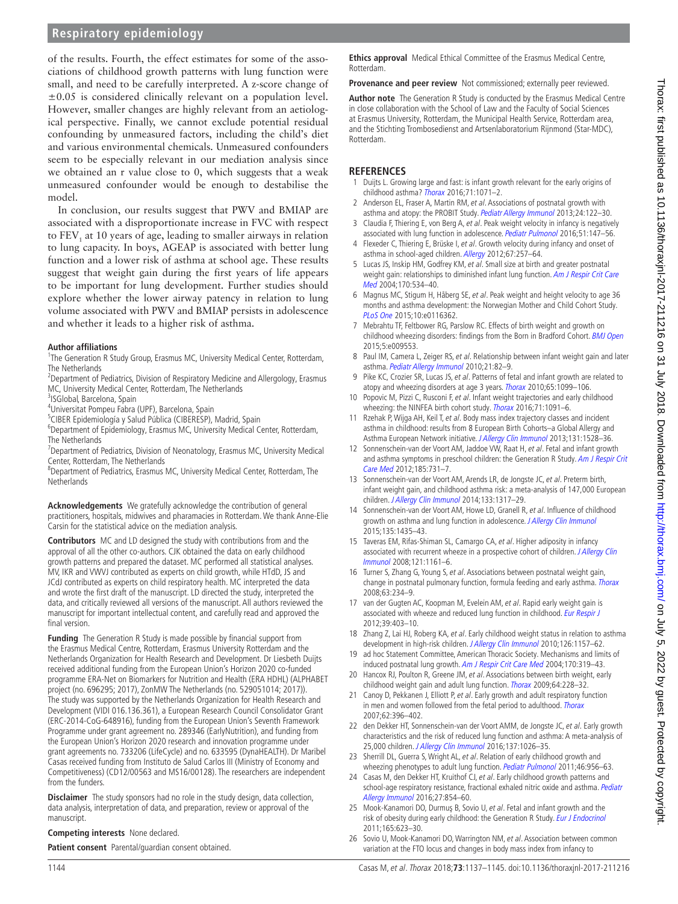of the results. Fourth, the effect estimates for some of the associations of childhood growth patterns with lung function were small, and need to be carefully interpreted. A z-score change of ±0.05 is considered clinically relevant on a population level. However, smaller changes are highly relevant from an aetiological perspective. Finally, we cannot exclude potential residual confounding by unmeasured factors, including the child's diet and various environmental chemicals. Unmeasured confounders seem to be especially relevant in our mediation analysis since we obtained an r value close to 0, which suggests that a weak unmeasured confounder would be enough to destabilise the model.

In conclusion, our results suggest that PWV and BMIAP are associated with a disproportionate increase in FVC with respect to $FEV_1$ at 10 years of age, leading to smaller airways in relation to lung capacity. In boys, AGEAP is associated with better lung function and a lower risk of asthma at school age. These results suggest that weight gain during the first years of life appears to be important for lung development. Further studies should explore whether the lower airway patency in relation to lung volume associated with PWV and BMIAP persists in adolescence and whether it leads to a higher risk of asthma.

**Author affiliations**
[1]The Generation R Study Group, Erasmus MC, University Medical Center, Rotterdam, The Netherlands
[2]Department of Pediatrics, Division of Respiratory Medicine and Allergology, Erasmus MC, University Medical Center, Rotterdam, The Netherlands
[3]ISGlobal, Barcelona, Spain
[4]Universitat Pompeu Fabra (UPF), Barcelona, Spain
[5]CIBER Epidemiología y Salud Pública (CIBERESP), Madrid, Spain
[6]Department of Epidemiology, Erasmus MC, University Medical Center, Rotterdam, The Netherlands
[7]Department of Pediatrics, Division of Neonatology, Erasmus MC, University Medical Center, Rotterdam, The Netherlands
[8]Department of Pediatrics, Erasmus MC, University Medical Center, Rotterdam, The Netherlands

**Acknowledgements** We gratefully acknowledge the contribution of general practitioners, hospitals, midwives and pharamacies in Rotterdam. We thank Anne-Elie Carsin for the statistical advice on the mediation analysis.

**Contributors** MC and LD designed the study with contributions from and the approval of all the other co-authors. CJK obtained the data on early childhood growth patterns and prepared the dataset. MC performed all statistical analyses. MV, IKR and VWVJ contributed as experts on child growth, while HTdD, JS and JCdJ contributed as experts on child respiratory health. MC interpreted the data and wrote the first draft of the manuscript. LD directed the study, interpreted the data, and critically reviewed all versions of the manuscript. All authors reviewed the manuscript for important intellectual content, and carefully read and approved the final version.

**Funding** The Generation R Study is made possible by financial support from the Erasmus Medical Centre, Rotterdam, Erasmus University Rotterdam and the Netherlands Organization for Health Research and Development. Dr Liesbeth Duijts received additional funding from the European Union's Horizon 2020 co-funded programme ERA-Net on Biomarkers for Nutrition and Health (ERA HDHL) (ALPHABET project (no. 696295; 2017), ZonMW The Netherlands (no. 529051014; 2017)). The study was supported by the Netherlands Organization for Health Research and Development (VIDI 016.136.361), a European Research Council Consolidator Grant (ERC-2014-CoG-648916), funding from the European Union's Seventh Framework Programme under grant agreement no. 289346 (EarlyNutrition), and funding from the European Union's Horizon 2020 research and innovation programme under grant agreements no. 733206 (LifeCycle) and no. 633595 (DynaHEALTH). Dr Maribel Casas received funding from Instituto de Salud Carlos III (Ministry of Economy and Competitiveness) (CD12/00563 and MS16/00128). The researchers are independent from the funders.

**Disclaimer** The study sponsors had no role in the study design, data collection, data analysis, interpretation of data, and preparation, review or approval of the manuscript.

**Competing interests** None declared.

**Patient consent** Parental/guardian consent obtained.

**Ethics approval** Medical Ethical Committee of the Erasmus Medical Centre, Rotterdam.

**Provenance and peer review** Not commissioned; externally peer reviewed.

**Author note** The Generation R Study is conducted by the Erasmus Medical Centre in close collaboration with the School of Law and the Faculty of Social Sciences at Erasmus University, Rotterdam, the Municipal Health Service, Rotterdam area, and the Stichting Trombosedienst and Artsenlaboratorium Rijnmond (Star-MDC), Rotterdam.

## REFERENCES

1. Duijts L. Growing large and fast: is infant growth relevant for the early origins of childhood asthma? *Thorax* 2016;71:1071–2.
2. Anderson EL, Fraser A, Martin RM, *et al*. Associations of postnatal growth with asthma and atopy: the PROBIT Study. *Pediatr Allergy Immunol* 2013;24:122–30.
3. Claudia F, Thiering E, von Berg A, *et al*. Peak weight velocity in infancy is negatively associated with lung function in adolescence. *Pediatr Pulmonol* 2016;51:147–56.
4. Flexeder C, Thiering E, Brüske I, *et al*. Growth velocity during infancy and onset of asthma in school-aged children. *Allergy* 2012;67:257–64.
5. Lucas JS, Inskip HM, Godfrey KM, *et al*. Small size at birth and greater postnatal weight gain: relationships to diminished infant lung function. *Am J Respir Crit Care Med* 2004;170:534–40.
6. Magnus MC, Stigum H, Håberg SE, *et al*. Peak weight and height velocity to age 36 months and asthma development: the Norwegian Mother and Child Cohort Study. *PLoS One* 2015;10:e0116362.
7. Mebrahtu TF, Feltbower RG, Parslow RC. Effects of birth weight and growth on childhood wheezing disorders: findings from the Born in Bradford Cohort. *BMJ Open* 2015;5:e009553.
8. Paul IM, Camera L, Zeiger RS, *et al*. Relationship between infant weight gain and later asthma. *Pediatr Allergy Immunol* 2010;21:82–9.
9. Pike KC, Crozier SR, Lucas JS, *et al*. Patterns of fetal and infant growth are related to atopy and wheezing disorders at age 3 years. *Thorax* 2010;65:1099–106.
10. Popovic M, Pizzi C, Rusconi F, *et al*. Infant weight trajectories and early childhood wheezing: the NINFEA birth cohort study. *Thorax* 2016;71:1091–6.
11. Rzehak P, Wijga AH, Keil T, *et al*. Body mass index trajectory classes and incident asthma in childhood: results from 8 European Birth Cohorts–a Global Allergy and Asthma European Network initiative. *J Allergy Clin Immunol* 2013;131:1528–36.
12. Sonnenschein-van der Voort AM, Jaddoe VW, Raat H, *et al*. Fetal and infant growth and asthma symptoms in preschool children: the Generation R Study. *Am J Respir Crit Care Med* 2012;185:731–7.
13. Sonnenschein-van der Voort AM, Arends LR, de Jongste JC, *et al*. Preterm birth, infant weight gain, and childhood asthma risk: a meta-analysis of 147,000 European children. *J Allergy Clin Immunol* 2014;133:1317–29.
14. Sonnenschein-van der Voort AM, Howe LD, Granell R, *et al*. Influence of childhood growth on asthma and lung function in adolescence. *J Allergy Clin Immunol* 2015;135:1435–43.
15. Taveras EM, Rifas-Shiman SL, Camargo CA, *et al*. Higher adiposity in infancy associated with recurrent wheeze in a prospective cohort of children. *J Allergy Clin Immunol* 2008;121:1161–6.
16. Turner S, Zhang G, Young S, *et al*. Associations between postnatal weight gain, change in postnatal pulmonary function, formula feeding and early asthma. *Thorax* 2008;63:234–9.
17. van der Gugten AC, Koopman M, Evelein AM, *et al*. Rapid early weight gain is associated with wheeze and reduced lung function in childhood. *Eur Respir J* 2012;39:403–10.
18. Zhang Z, Lai HJ, Roberg KA, *et al*. Early childhood weight status in relation to asthma development in high-risk children. *J Allergy Clin Immunol* 2010;126:1157–62.
19. ad hoc Statement Committee, American Thoracic Society. Mechanisms and limits of induced postnatal lung growth. *Am J Respir Crit Care Med* 2004;170:319–43.
20. Hancox RJ, Poulton R, Greene JM, *et al*. Associations between birth weight, early childhood weight gain and adult lung function. *Thorax* 2009;64:228–32.
21. Canoy D, Pekkanen J, Elliott P, *et al*. Early growth and adult respiratory function in men and women followed from the fetal period to adulthood. *Thorax* 2007;62:396–402.
22. den Dekker HT, Sonnenschein-van der Voort AMM, de Jongste JC, *et al*. Early growth characteristics and the risk of reduced lung function and asthma: A meta-analysis of 25,000 children. *J Allergy Clin Immunol* 2016;137:1026–35.
23. Sherrill DL, Guerra S, Wright AL, *et al*. Relation of early childhood growth and wheezing phenotypes to adult lung function. *Pediatr Pulmonol* 2011;46:956–63.
24. Casas M, den Dekker HT, Kruithof CJ, *et al*. Early childhood growth patterns and school-age respiratory resistance, fractional exhaled nitric oxide and asthma. *Pediatr Allergy Immunol* 2016;27:854–60.
25. Mook-Kanamori DO, Durmuş B, Sovio U, *et al*. Fetal and infant growth and the risk of obesity during early childhood: the Generation R Study. *Eur J Endocrinol* 2011;165:623–30.
26. Sovio U, Mook-Kanamori DO, Warrington NM, *et al*. Association between common variation at the FTO locus and changes in body mass index from infancy to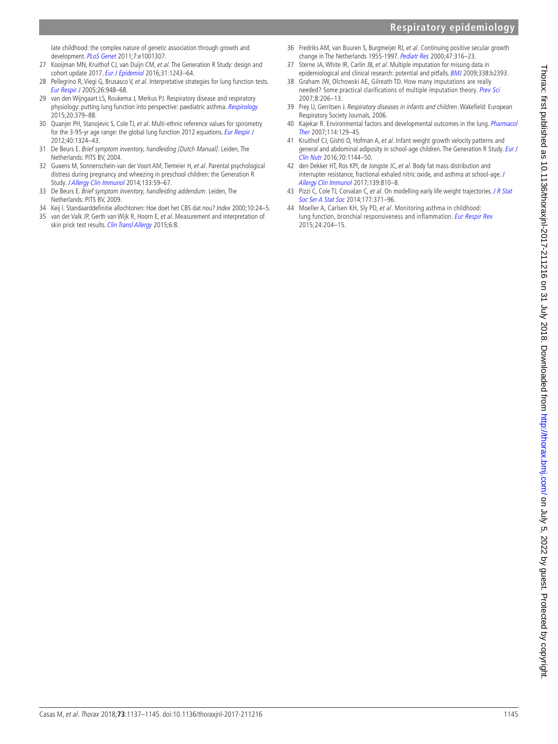late childhood: the complex nature of genetic association through growth and development. *PLoS Genet* 2011;7:e1001307.

27 Kooijman MN, Kruithof CJ, van Duijn CM, *et al*. The Generation R Study: design and cohort update 2017. *Eur J Epidemiol* 2016;31:1243–64.

28 Pellegrino R, Viegi G, Brusasco V, *et al*. Interpretative strategies for lung function tests. *Eur Respir J* 2005;26:948–68.

29 van den Wijngaart LS, Roukema J, Merkus PJ. Respiratory disease and respiratory physiology: putting lung function into perspective: paediatric asthma. *Respirology* 2015;20:379–88.

30 Quanjer PH, Stanojevic S, Cole TJ, *et al*. Multi-ethnic reference values for spirometry for the 3-95-yr age range: the global lung function 2012 equations. *Eur Respir J* 2012;40:1324–43.

31 De Beurs E. *Brief symptom inventory, handleiding [Dutch Manual]*. Leiden, The Netherlands: PITS BV, 2004.

32 Guxens M, Sonnenschein-van der Voort AM, Tiemeier H, *et al*. Parental psychological distress during pregnancy and wheezing in preschool children: the Generation R Study. *J Allergy Clin Immunol* 2014;133:59–67.

33 De Beurs E. *Brief symptom inventory, handleiding addendum*. Leiden, The Netherlands: PITS BV, 2009.

34 Keij I. Standaarddefinitie allochtonen: Hoe doet het CBS dat nou? *Index* 2000;10:24–5.

35 van der Valk JP, Gerth van Wijk R, Hoorn E, *et al*. Measurement and interpretation of skin prick test results. *Clin Transl Allergy* 2015;6:8.

36 Fredriks AM, van Buuren S, Burgmeijer RJ, *et al*. Continuing positive secular growth change in The Netherlands 1955-1997. *Pediatr Res* 2000;47:316–23.

37 Sterne JA, White IR, Carlin JB, *et al*. Multiple imputation for missing data in epidemiological and clinical research: potential and pitfalls. *BMJ* 2009;338:b2393.

38 Graham JW, Olchowski AE, Gilreath TD. How many imputations are really needed? Some practical clarifications of multiple imputation theory. *Prev Sci* 2007;8:206–13.

39 Frey U, Gerritsen J. *Respiratory diseases in infants and children*. Wakefield: European Respiratory Society Journals, 2006.

40 Kajekar R. Environmental factors and developmental outcomes in the lung. *Pharmacol Ther* 2007;114:129–45.

41 Kruithof CJ, Gishti O, Hofman A, *et al*. Infant weight growth velocity patterns and general and abdominal adiposity in school-age children. The Generation R Study. *Eur J Clin Nutr* 2016;70:1144–50.

42 den Dekker HT, Ros KPI, de Jongste JC, *et al*. Body fat mass distribution and interrupter resistance, fractional exhaled nitric oxide, and asthma at school-age. *J Allergy Clin Immunol* 2017;139:810–8.

43 Pizzi C, Cole TJ, Corvalan C, *et al*. On modelling early life weight trajectories. *J R Stat Soc Ser A Stat Soc* 2014;177:371–96.

44 Moeller A, Carlsen KH, Sly PD, *et al*. Monitoring asthma in childhood: lung function, bronchial responsiveness and inflammation. *Eur Respir Rev* 2015;24:204–15.